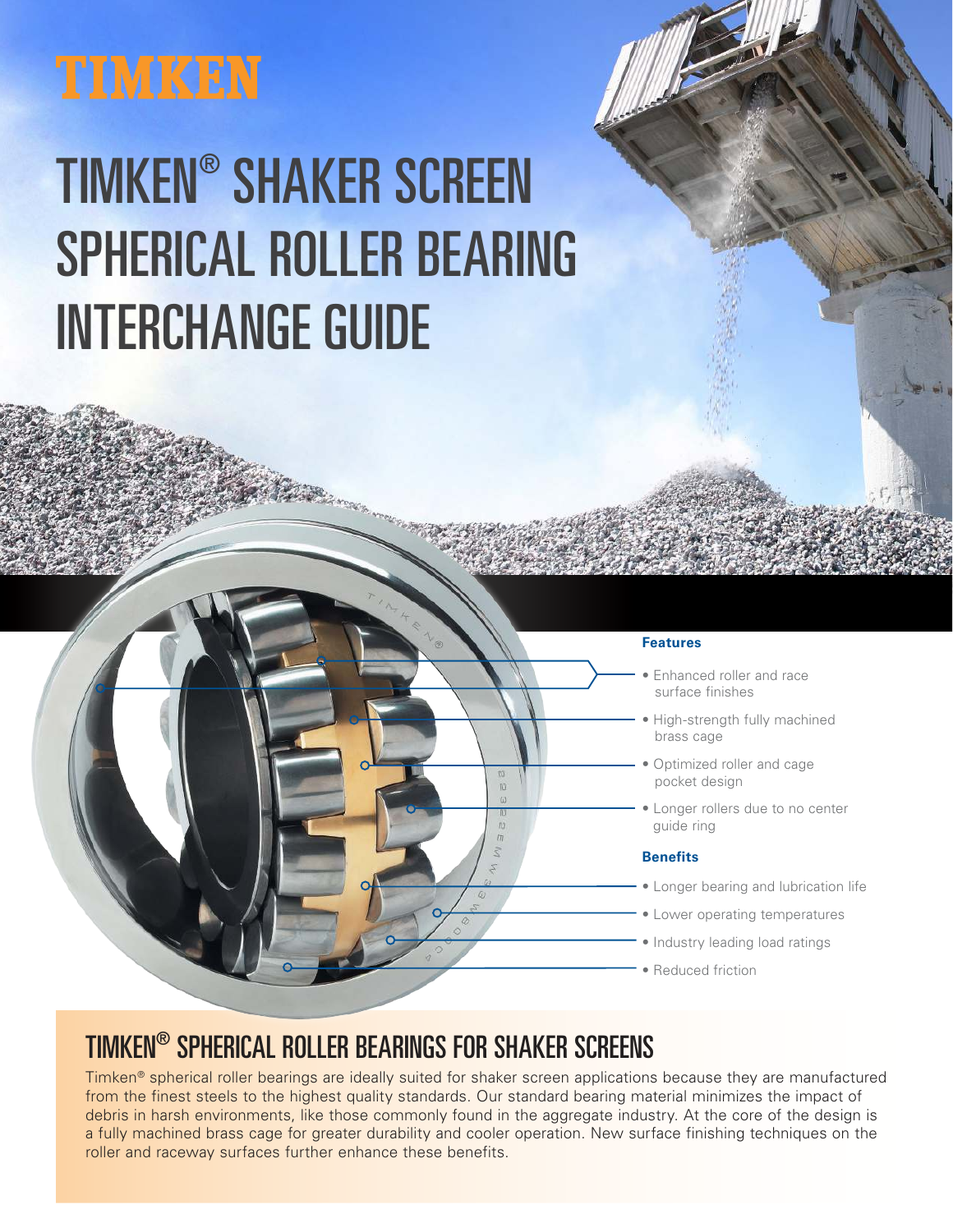TIMKEN

# TIMKEN® SHAKER SCREEN SPHERICAL ROLLER BEARING INTERCHANGE GUIDE

**Features**

- Enhanced roller and race surface finishes
- High-strength fully machined brass cage
- Optimized roller and cage pocket design
- Longer rollers due to no center guide ring

**Benefits**

- Longer bearing and lubrication life
- Lower operating temperatures
- Industry leading load ratings
- Reduced friction

## TIMKEN® SPHERICAL ROLLER BEARINGS FOR SHAKER SCREENS

Timken® spherical roller bearings are ideally suited for shaker screen applications because they are manufactured from the finest steels to the highest quality standards. Our standard bearing material minimizes the impact of debris in harsh environments, like those commonly found in the aggregate industry. At the core of the design is a fully machined brass cage for greater durability and cooler operation. New surface finishing techniques on the roller and raceway surfaces further enhance these benefits.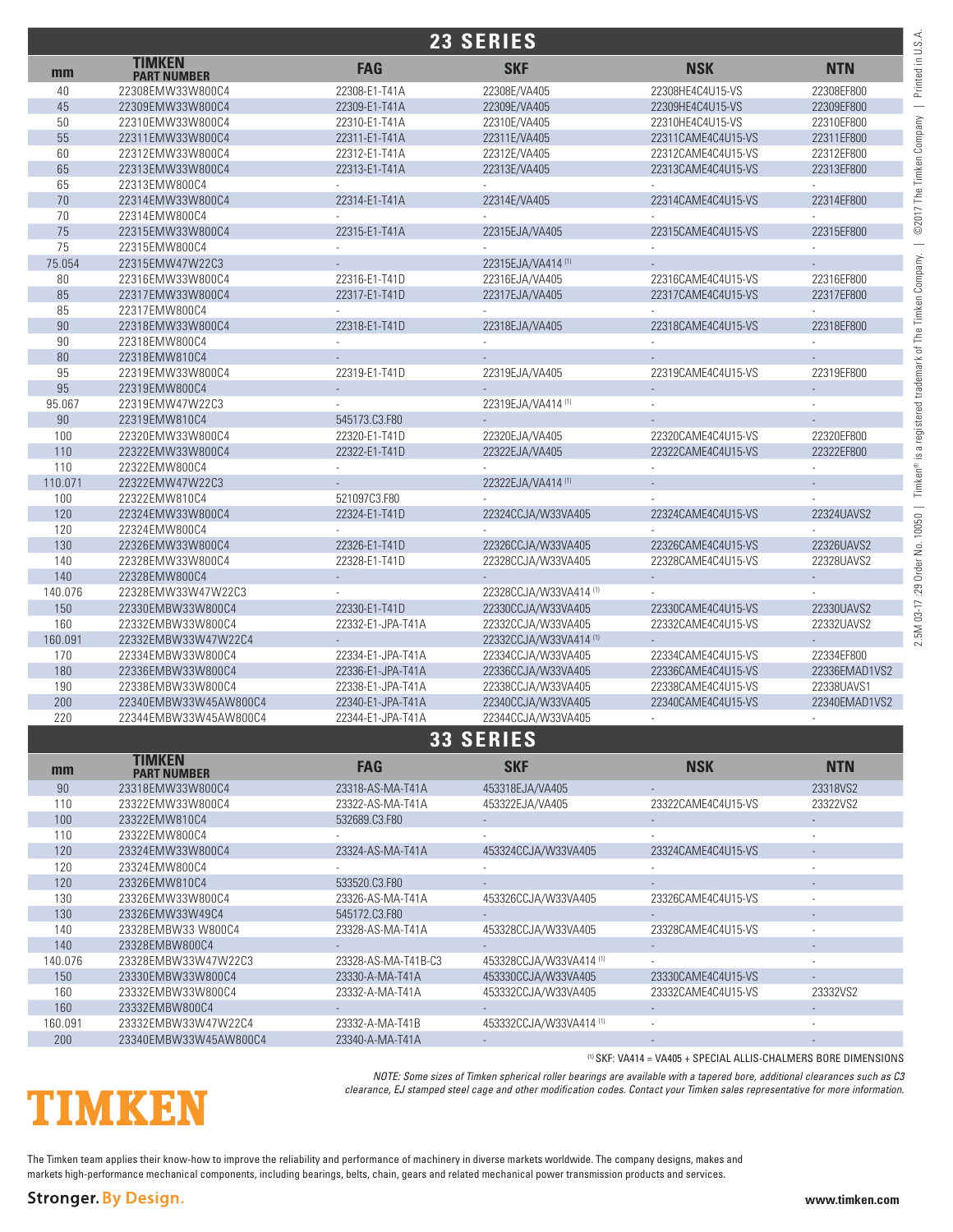## 23 SERIES

| mm | TIMKEN PART NUMBER | FAG | SKF | NSK | NTN |
|---|---|---|---|---|---|
| 40 | 22308EMW33W800C4 | 22308-E1-T41A | 22308E/VA405 | 22308HE4C4U15-VS | 22308EF800 |
| 45 | 22309EMW33W800C4 | 22309-E1-T41A | 22309E/VA405 | 22309HE4C4U15-VS | 22309EF800 |
| 50 | 22310EMW33W800C4 | 22310-E1-T41A | 22310E/VA405 | 22310HE4C4U15-VS | 22310EF800 |
| 55 | 22311EMW33W800C4 | 22311-E1-T41A | 22311E/VA405 | 22311CAME4C4U15-VS | 22311EF800 |
| 60 | 22312EMW33W800C4 | 22312-E1-T41A | 22312E/VA405 | 22312CAME4C4U15-VS | 22312EF800 |
| 65 | 22313EMW33W800C4 | 22313-E1-T41A | 22313E/VA405 | 22313CAME4C4U15-VS | 22313EF800 |
| 65 | 22313EMW800C4 | - | - | - | - |
| 70 | 22314EMW33W800C4 | 22314-E1-T41A | 22314E/VA405 | 22314CAME4C4U15-VS | 22314EF800 |
| 70 | 22314EMW800C4 | - | - | - | - |
| 75 | 22315EMW33W800C4 | 22315-E1-T41A | 22315EJA/VA405 | 22315CAME4C4U15-VS | 22315EF800 |
| 75 | 22315EMW800C4 | - | - | - | - |
| 75.054 | 22315EMW47W22C3 | - | 22315EJA/VA414 [1] | - | - |
| 80 | 22316EMW33W800C4 | 22316-E1-T41D | 22316EJA/VA405 | 22316CAME4C4U15-VS | 22316EF800 |
| 85 | 22317EMW33W800C4 | 22317-E1-T41D | 22317EJA/VA405 | 22317CAME4C4U15-VS | 22317EF800 |
| 85 | 22317EMW800C4 | - | - | - | - |
| 90 | 22318EMW33W800C4 | 22318-E1-T41D | 22318EJA/VA405 | 22318CAME4C4U15-VS | 22318EF800 |
| 90 | 22318EMW800C4 | - | - | - | - |
| 80 | 22318EMW810C4 | - | - | - | - |
| 95 | 22319EMW33W800C4 | 22319-E1-T41D | 22319EJA/VA405 | 22319CAME4C4U15-VS | 22319EF800 |
| 95 | 22319EMW800C4 | - | - | - | - |
| 95.067 | 22319EMW47W22C3 | - | 22319EJA/VA414 [1] | - | - |
| 90 | 22319EMW810C4 | 545173.C3.F80 | - | - | - |
| 100 | 22320EMW33W800C4 | 22320-E1-T41D | 22320EJA/VA405 | 22320CAME4C4U15-VS | 22320EF800 |
| 110 | 22322EMW33W800C4 | 22322-E1-T41D | 22322EJA/VA405 | 22322CAME4C4U15-VS | 22322EF800 |
| 110 | 22322EMW800C4 | - | - | - | - |
| 110.071 | 22322EMW47W22C3 | - | 22322EJA/VA414 [1] | - | - |
| 100 | 22322EMW810C4 | 521097C3.F80 | - | - | - |
| 120 | 22324EMW33W800C4 | 22324-E1-T41D | 22324CCJA/W33VA405 | 22324CAME4C4U15-VS | 22324UAVS2 |
| 120 | 22324EMW800C4 | - | - | - | - |
| 130 | 22326EMW33W800C4 | 22326-E1-T41D | 22326CCJA/W33VA405 | 22326CAME4C4U15-VS | 22326UAVS2 |
| 140 | 22328EMW33W800C4 | 22328-E1-T41D | 22328CCJA/W33VA405 | 22328CAME4C4U15-VS | 22328UAVS2 |
| 140 | 22328EMW800C4 | - | - | - | - |
| 140.076 | 22328EMW33W47W22C3 | - | 22328CCJA/W33VA414 [1] | - | - |
| 150 | 22330EMBW33W800C4 | 22330-E1-T41D | 22330CCJA/W33VA405 | 22330CAME4C4U15-VS | 22330UAVS2 |
| 160 | 22332EMBW33W800C4 | 22332-E1-JPA-T41A | 22332CCJA/W33VA405 | 22332CAME4C4U15-VS | 22332UAVS2 |
| 160.091 | 22332EMBW33W47W22C4 | - | 22332CCJA/W33VA414 [1] | - | - |
| 170 | 22334EMBW33W800C4 | 22334-E1-JPA-T41A | 22334CCJA/W33VA405 | 22334CAME4C4U15-VS | 22334EF800 |
| 180 | 22336EMBW33W800C4 | 22336-E1-JPA-T41A | 22336CCJA/W33VA405 | 22336CAME4C4U15-VS | 22336EMAD1VS2 |
| 190 | 22338EMBW33W800C4 | 22338-E1-JPA-T41A | 22338CCJA/W33VA405 | 22338CAME4C4U15-VS | 22338UAVS1 |
| 200 | 22340EMBW33W45AW800C4 | 22340-E1-JPA-T41A | 22340CCJA/W33VA405 | 22340CAME4C4U15-VS | 22340EMAD1VS2 |
| 220 | 22344EMBW33W45AW800C4 | 22344-E1-JPA-T41A | 22344CCJA/W33VA405 | - | - |

## 33 SERIES

| mm | TIMKEN PART NUMBER | FAG | SKF | NSK | NTN |
|---|---|---|---|---|---|
| 90 | 23318EMW33W800C4 | 23318-AS-MA-T41A | 453318EJA/VA405 | - | 23318VS2 |
| 110 | 23322EMW33W800C4 | 23322-AS-MA-T41A | 453322EJA/VA405 | 23322CAME4C4U15-VS | 23322VS2 |
| 100 | 23322EMW810C4 | 532689.C3.F80 | - | - | - |
| 110 | 23322EMW800C4 | - | - | - | - |
| 120 | 23324EMW33W800C4 | 23324-AS-MA-T41A | 453324CCJA/W33VA405 | 23324CAME4C4U15-VS | - |
| 120 | 23324EMW800C4 | - | - | - | - |
| 120 | 23326EMW810C4 | 533520.C3.F80 | - | - | - |
| 130 | 23326EMW33W800C4 | 23326-AS-MA-T41A | 453326CCJA/W33VA405 | 23326CAME4C4U15-VS | - |
| 130 | 23326EMW33W49C4 | 545172.C3.F80 | - | - | - |
| 140 | 23328EMBW33 W800C4 | 23328-AS-MA-T41A | 453328CCJA/W33VA405 | 23328CAME4C4U15-VS | - |
| 140 | 23328EMBW800C4 | - | - | - | - |
| 140.076 | 23328EMBW33W47W22C3 | 23328-AS-MA-T41B-C3 | 453328CCJA/W33VA414 [1] | - | - |
| 150 | 23330EMBW33W800C4 | 23330-A-MA-T41A | 453330CCJA/W33VA405 | 23330CAME4C4U15-VS | - |
| 160 | 23332EMBW33W800C4 | 23332-A-MA-T41A | 453332CCJA/W33VA405 | 23332CAME4C4U15-VS | 23332VS2 |
| 160 | 23332EMBW800C4 | - | - | - | - |
| 160.091 | 23332EMBW33W47W22C4 | 23332-A-MA-T41B | 453332CCJA/W33VA414 [1] | - | - |
| 200 | 23340EMBW33W45AW800C4 | 23340-A-MA-T41A | - | - | - |

[1] SKF: VA414 = VA405 + SPECIAL ALLIS-CHALMERS BORE DIMENSIONS

*NOTE: Some sizes of Timken spherical roller bearings are available with a tapered bore, additional clearances such as C3 clearance, EJ stamped steel cage and other modification codes. Contact your Timken sales representative for more information.*

**TIMKEN**

The Timken team applies their know-how to improve the reliability and performance of machinery in diverse markets worldwide. The company designs, makes and markets high-performance mechanical components, including bearings, belts, chain, gears and related mechanical power transmission products and services.

**Stronger. By Design.**

www.timken.com

2.5M 03-17 :29 Order No. 10050 | Timken® is a registered trademark of The Timken Company. | ©2017 The Timken Company | Printed in U.S.A.